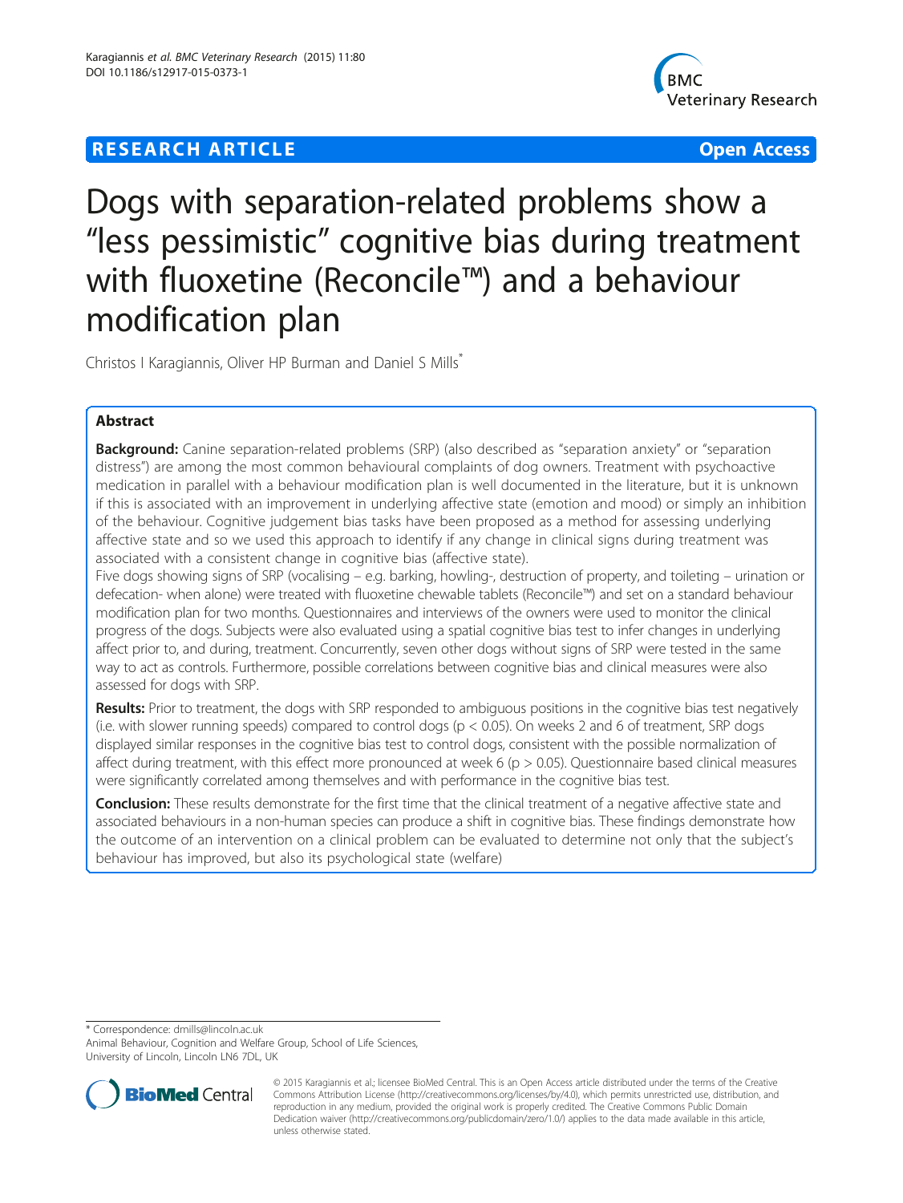**RESEARCH ARTICLE** **Open Access**

# Dogs with separation-related problems show a "less pessimistic" cognitive bias during treatment with fluoxetine (Reconcile™) and a behaviour modification plan

Christos I Karagiannis, Oliver HP Burman and Daniel S Mills*

## Abstract

**Background:** Canine separation-related problems (SRP) (also described as "separation anxiety" or "separation distress") are among the most common behavioural complaints of dog owners. Treatment with psychoactive medication in parallel with a behaviour modification plan is well documented in the literature, but it is unknown if this is associated with an improvement in underlying affective state (emotion and mood) or simply an inhibition of the behaviour. Cognitive judgement bias tasks have been proposed as a method for assessing underlying affective state and so we used this approach to identify if any change in clinical signs during treatment was associated with a consistent change in cognitive bias (affective state).

Five dogs showing signs of SRP (vocalising – e.g. barking, howling-, destruction of property, and toileting – urination or defecation- when alone) were treated with fluoxetine chewable tablets (Reconcile™) and set on a standard behaviour modification plan for two months. Questionnaires and interviews of the owners were used to monitor the clinical progress of the dogs. Subjects were also evaluated using a spatial cognitive bias test to infer changes in underlying affect prior to, and during, treatment. Concurrently, seven other dogs without signs of SRP were tested in the same way to act as controls. Furthermore, possible correlations between cognitive bias and clinical measures were also assessed for dogs with SRP.

**Results:** Prior to treatment, the dogs with SRP responded to ambiguous positions in the cognitive bias test negatively (i.e. with slower running speeds) compared to control dogs ($p < 0.05$). On weeks 2 and 6 of treatment, SRP dogs displayed similar responses in the cognitive bias test to control dogs, consistent with the possible normalization of affect during treatment, with this effect more pronounced at week 6 ($p > 0.05$). Questionnaire based clinical measures were significantly correlated among themselves and with performance in the cognitive bias test.

**Conclusion:** These results demonstrate for the first time that the clinical treatment of a negative affective state and associated behaviours in a non-human species can produce a shift in cognitive bias. These findings demonstrate how the outcome of an intervention on a clinical problem can be evaluated to determine not only that the subject's behaviour has improved, but also its psychological state (welfare)

* Correspondence: dmills@lincoln.ac.uk
Animal Behaviour, Cognition and Welfare Group, School of Life Sciences, University of Lincoln, Lincoln LN6 7DL, UK

© 2015 Karagiannis et al.; licensee BioMed Central. This is an Open Access article distributed under the terms of the Creative Commons Attribution License (http://creativecommons.org/licenses/by/4.0), which permits unrestricted use, distribution, and reproduction in any medium, provided the original work is properly credited. The Creative Commons Public Domain Dedication waiver (http://creativecommons.org/publicdomain/zero/1.0/) applies to the data made available in this article, unless otherwise stated.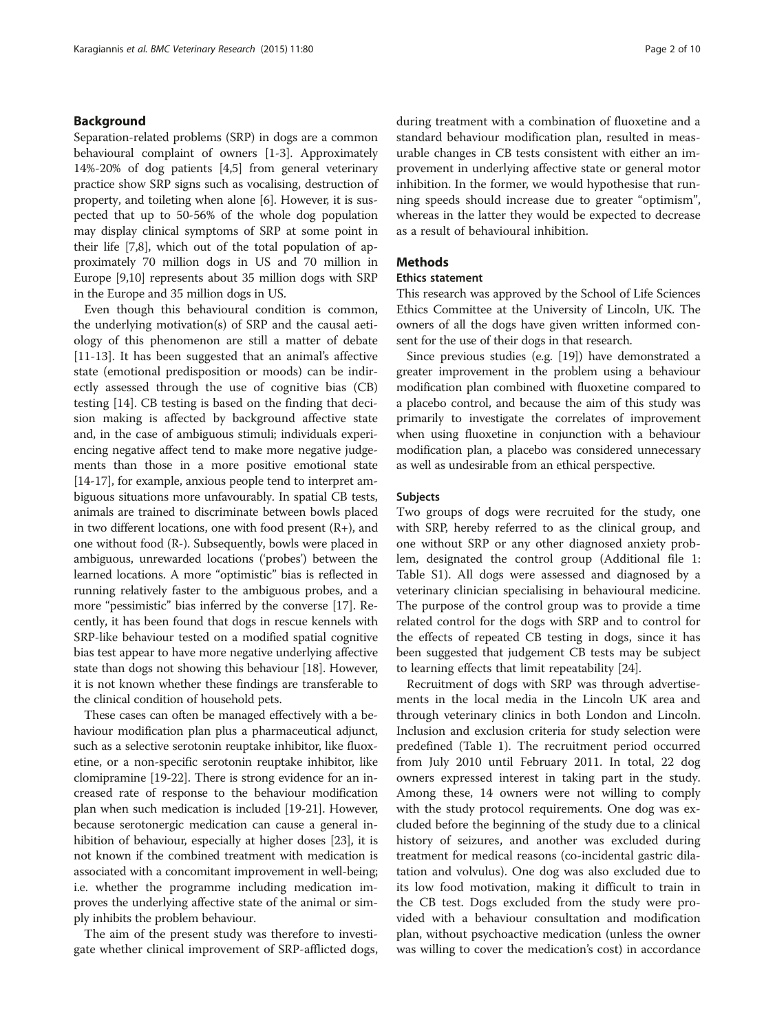## Background

Separation-related problems (SRP) in dogs are a common behavioural complaint of owners [1-3]. Approximately 14%-20% of dog patients [4,5] from general veterinary practice show SRP signs such as vocalising, destruction of property, and toileting when alone [6]. However, it is suspected that up to 50-56% of the whole dog population may display clinical symptoms of SRP at some point in their life [7,8], which out of the total population of approximately 70 million dogs in US and 70 million in Europe [9,10] represents about 35 million dogs with SRP in the Europe and 35 million dogs in US.

Even though this behavioural condition is common, the underlying motivation(s) of SRP and the causal aetiology of this phenomenon are still a matter of debate [11-13]. It has been suggested that an animal's affective state (emotional predisposition or moods) can be indirectly assessed through the use of cognitive bias (CB) testing [14]. CB testing is based on the finding that decision making is affected by background affective state and, in the case of ambiguous stimuli; individuals experiencing negative affect tend to make more negative judgements than those in a more positive emotional state [14-17], for example, anxious people tend to interpret ambiguous situations more unfavourably. In spatial CB tests, animals are trained to discriminate between bowls placed in two different locations, one with food present (R+), and one without food (R-). Subsequently, bowls were placed in ambiguous, unrewarded locations ('probes') between the learned locations. A more "optimistic" bias is reflected in running relatively faster to the ambiguous probes, and a more "pessimistic" bias inferred by the converse [17]. Recently, it has been found that dogs in rescue kennels with SRP-like behaviour tested on a modified spatial cognitive bias test appear to have more negative underlying affective state than dogs not showing this behaviour [18]. However, it is not known whether these findings are transferable to the clinical condition of household pets.

These cases can often be managed effectively with a behaviour modification plan plus a pharmaceutical adjunct, such as a selective serotonin reuptake inhibitor, like fluoxetine, or a non-specific serotonin reuptake inhibitor, like clomipramine [19-22]. There is strong evidence for an increased rate of response to the behaviour modification plan when such medication is included [19-21]. However, because serotonergic medication can cause a general inhibition of behaviour, especially at higher doses [23], it is not known if the combined treatment with medication is associated with a concomitant improvement in well-being; i.e. whether the programme including medication improves the underlying affective state of the animal or simply inhibits the problem behaviour.

The aim of the present study was therefore to investigate whether clinical improvement of SRP-afflicted dogs, during treatment with a combination of fluoxetine and a standard behaviour modification plan, resulted in measurable changes in CB tests consistent with either an improvement in underlying affective state or general motor inhibition. In the former, we would hypothesise that running speeds should increase due to greater "optimism", whereas in the latter they would be expected to decrease as a result of behavioural inhibition.

## Methods

### Ethics statement

This research was approved by the School of Life Sciences Ethics Committee at the University of Lincoln, UK. The owners of all the dogs have given written informed consent for the use of their dogs in that research.

Since previous studies (e.g. [19]) have demonstrated a greater improvement in the problem using a behaviour modification plan combined with fluoxetine compared to a placebo control, and because the aim of this study was primarily to investigate the correlates of improvement when using fluoxetine in conjunction with a behaviour modification plan, a placebo was considered unnecessary as well as undesirable from an ethical perspective.

### Subjects

Two groups of dogs were recruited for the study, one with SRP, hereby referred to as the clinical group, and one without SRP or any other diagnosed anxiety problem, designated the control group (Additional file 1: Table S1). All dogs were assessed and diagnosed by a veterinary clinician specialising in behavioural medicine. The purpose of the control group was to provide a time related control for the dogs with SRP and to control for the effects of repeated CB testing in dogs, since it has been suggested that judgement CB tests may be subject to learning effects that limit repeatability [24].

Recruitment of dogs with SRP was through advertisements in the local media in the Lincoln UK area and through veterinary clinics in both London and Lincoln. Inclusion and exclusion criteria for study selection were predefined (Table 1). The recruitment period occurred from July 2010 until February 2011. In total, 22 dog owners expressed interest in taking part in the study. Among these, 14 owners were not willing to comply with the study protocol requirements. One dog was excluded before the beginning of the study due to a clinical history of seizures, and another was excluded during treatment for medical reasons (co-incidental gastric dilatation and volvulus). One dog was also excluded due to its low food motivation, making it difficult to train in the CB test. Dogs excluded from the study were provided with a behaviour consultation and modification plan, without psychoactive medication (unless the owner was willing to cover the medication's cost) in accordance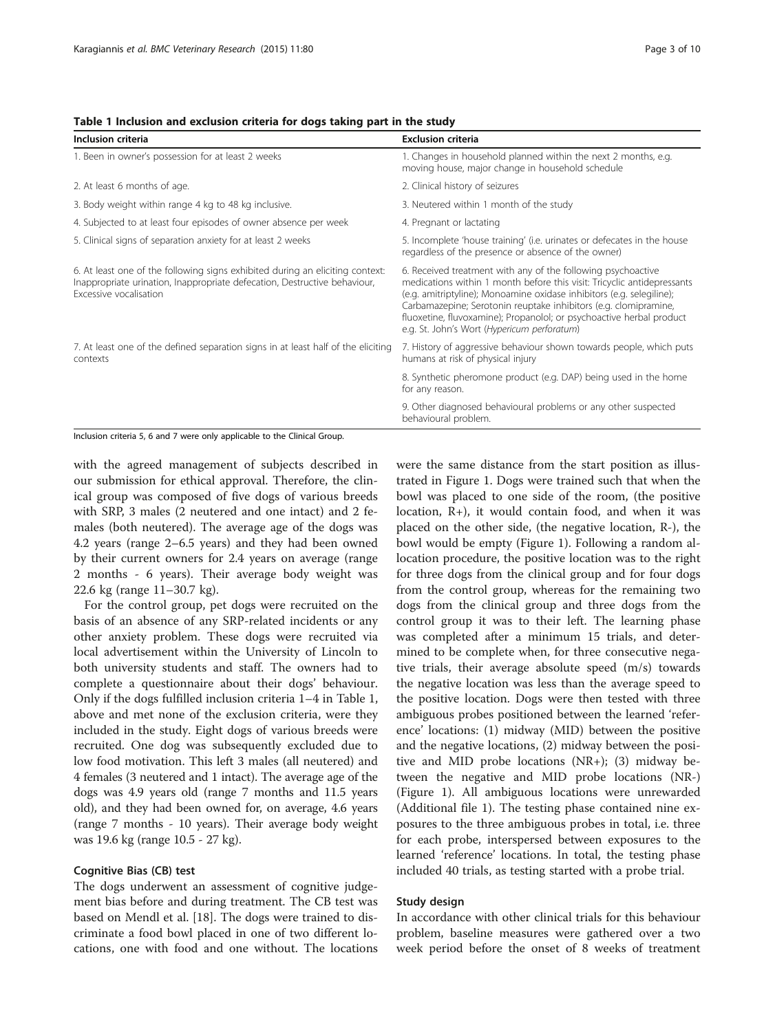**Table 1 Inclusion and exclusion criteria for dogs taking part in the study**

| Inclusion criteria | Exclusion criteria |
| --- | --- |
| 1. Been in owner's possession for at least 2 weeks | 1. Changes in household planned within the next 2 months, e.g. moving house, major change in household schedule |
| 2. At least 6 months of age. | 2. Clinical history of seizures |
| 3. Body weight within range 4 kg to 48 kg inclusive. | 3. Neutered within 1 month of the study |
| 4. Subjected to at least four episodes of owner absence per week | 4. Pregnant or lactating |
| 5. Clinical signs of separation anxiety for at least 2 weeks | 5. Incomplete 'house training' (i.e. urinates or defecates in the house regardless of the presence or absence of the owner) |
| 6. At least one of the following signs exhibited during an eliciting context: Inappropriate urination, Inappropriate defecation, Destructive behaviour, Excessive vocalisation | 6. Received treatment with any of the following psychoactive medications within 1 month before this visit: Tricyclic antidepressants (e.g. amitriptyline); Monoamine oxidase inhibitors (e.g. selegiline); Carbamazepine; Serotonin reuptake inhibitors (e.g. clomipramine, fluoxetine, fluvoxamine); Propanolol; or psychoactive herbal product e.g. St. John's Wort (*Hypericum perforatum*) |
| 7. At least one of the defined separation signs in at least half of the eliciting contexts | 7. History of aggressive behaviour shown towards people, which puts humans at risk of physical injury |
| | 8. Synthetic pheromone product (e.g. DAP) being used in the home for any reason. |
| | 9. Other diagnosed behavioural problems or any other suspected behavioural problem. |

Inclusion criteria 5, 6 and 7 were only applicable to the Clinical Group.

with the agreed management of subjects described in our submission for ethical approval. Therefore, the clinical group was composed of five dogs of various breeds with SRP, 3 males (2 neutered and one intact) and 2 females (both neutered). The average age of the dogs was 4.2 years (range 2–6.5 years) and they had been owned by their current owners for 2.4 years on average (range 2 months - 6 years). Their average body weight was 22.6 kg (range 11–30.7 kg).

For the control group, pet dogs were recruited on the basis of an absence of any SRP-related incidents or any other anxiety problem. These dogs were recruited via local advertisement within the University of Lincoln to both university students and staff. The owners had to complete a questionnaire about their dogs' behaviour. Only if the dogs fulfilled inclusion criteria 1–4 in Table 1, above and met none of the exclusion criteria, were they included in the study. Eight dogs of various breeds were recruited. One dog was subsequently excluded due to low food motivation. This left 3 males (all neutered) and 4 females (3 neutered and 1 intact). The average age of the dogs was 4.9 years old (range 7 months and 11.5 years old), and they had been owned for, on average, 4.6 years (range 7 months - 10 years). Their average body weight was 19.6 kg (range 10.5 - 27 kg).

#### Cognitive Bias (CB) test

The dogs underwent an assessment of cognitive judgement bias before and during treatment. The CB test was based on Mendl et al. [18]. The dogs were trained to discriminate a food bowl placed in one of two different locations, one with food and one without. The locations were the same distance from the start position as illustrated in Figure 1. Dogs were trained such that when the bowl was placed to one side of the room, (the positive location, R+), it would contain food, and when it was placed on the other side, (the negative location, R-), the bowl would be empty (Figure 1). Following a random allocation procedure, the positive location was to the right for three dogs from the clinical group and for four dogs from the control group, whereas for the remaining two dogs from the clinical group and three dogs from the control group it was to their left. The learning phase was completed after a minimum 15 trials, and determined to be complete when, for three consecutive negative trials, their average absolute speed (m/s) towards the negative location was less than the average speed to the positive location. Dogs were then tested with three ambiguous probes positioned between the learned 'reference' locations: (1) midway (MID) between the positive and the negative locations, (2) midway between the positive and MID probe locations (NR+); (3) midway between the negative and MID probe locations (NR-) (Figure 1). All ambiguous locations were unrewarded (Additional file 1). The testing phase contained nine exposures to the three ambiguous probes in total, i.e. three for each probe, interspersed between exposures to the learned 'reference' locations. In total, the testing phase included 40 trials, as testing started with a probe trial.

#### Study design

In accordance with other clinical trials for this behaviour problem, baseline measures were gathered over a two week period before the onset of 8 weeks of treatment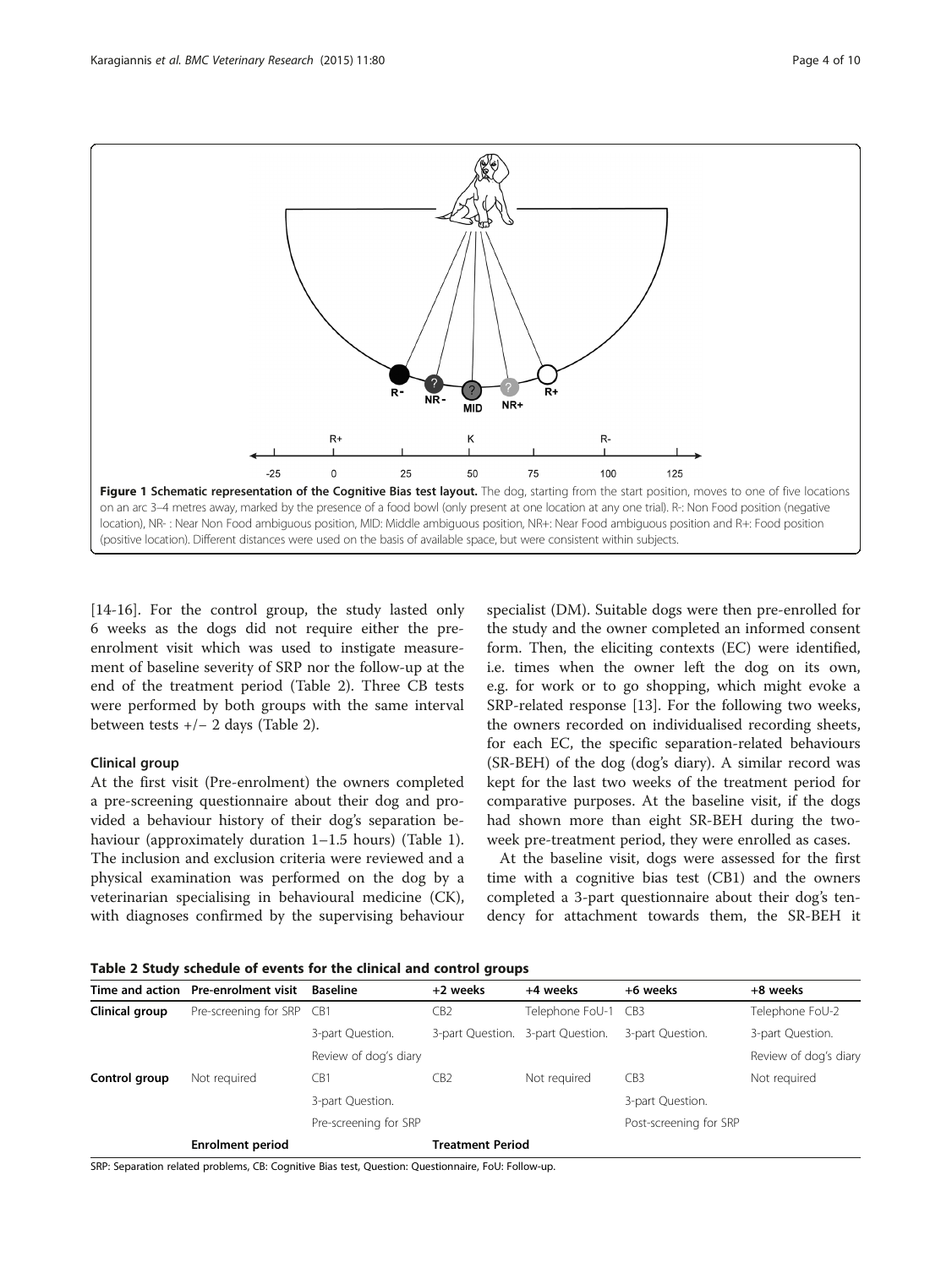R-
NR-
MID
NR+
R+

R+ K R-

-25 0 25 50 75 100 125

**Figure 1 Schematic representation of the Cognitive Bias test layout.** The dog, starting from the start position, moves to one of five locations on an arc 3–4 metres away, marked by the presence of a food bowl (only present at one location at any one trial). R-: Non Food position (negative location), NR- : Near Non Food ambiguous position, MID: Middle ambiguous position, NR+: Near Food ambiguous position and R+: Food position (positive location). Different distances were used on the basis of available space, but were consistent within subjects.

[14-16]. For the control group, the study lasted only 6 weeks as the dogs did not require either the pre-enrolment visit which was used to instigate measurement of baseline severity of SRP nor the follow-up at the end of the treatment period (Table 2). Three CB tests were performed by both groups with the same interval between tests +/− 2 days (Table 2).

### Clinical group

At the first visit (Pre-enrolment) the owners completed a pre-screening questionnaire about their dog and provided a behaviour history of their dog's separation behaviour (approximately duration 1–1.5 hours) (Table 1). The inclusion and exclusion criteria were reviewed and a physical examination was performed on the dog by a veterinarian specialising in behavioural medicine (CK), with diagnoses confirmed by the supervising behaviour specialist (DM). Suitable dogs were then pre-enrolled for the study and the owner completed an informed consent form. Then, the eliciting contexts (EC) were identified, i.e. times when the owner left the dog on its own, e.g. for work or to go shopping, which might evoke a SRP-related response [13]. For the following two weeks, the owners recorded on individualised recording sheets, for each EC, the specific separation-related behaviours (SR-BEH) of the dog (dog's diary). A similar record was kept for the last two weeks of the treatment period for comparative purposes. At the baseline visit, if the dogs had shown more than eight SR-BEH during the two-week pre-treatment period, they were enrolled as cases.

At the baseline visit, dogs were assessed for the first time with a cognitive bias test (CB1) and the owners completed a 3-part questionnaire about their dog's tendency for attachment towards them, the SR-BEH it

**Table 2 Study schedule of events for the clinical and control groups**

| Time and action | Pre-enrolment visit | Baseline | +2 weeks | +4 weeks | +6 weeks | +8 weeks |
|---|---|---|---|---|---|---|
| **Clinical group** | Pre-screening for SRP | CB1 | CB2 | Telephone FoU-1 | CB3 | Telephone FoU-2 |
| | | 3-part Question. | 3-part Question. | 3-part Question. | 3-part Question. | 3-part Question. |
| | | Review of dog's diary | | | | Review of dog's diary |
| **Control group** | Not required | CB1 | CB2 | Not required | CB3 | Not required |
| | | 3-part Question. | | | 3-part Question. | |
| | | Pre-screening for SRP | | | Post-screening for SRP | |
| | **Enrolment period** | | **Treatment Period** | | | |

SRP: Separation related problems, CB: Cognitive Bias test, Question: Questionnaire, FoU: Follow-up.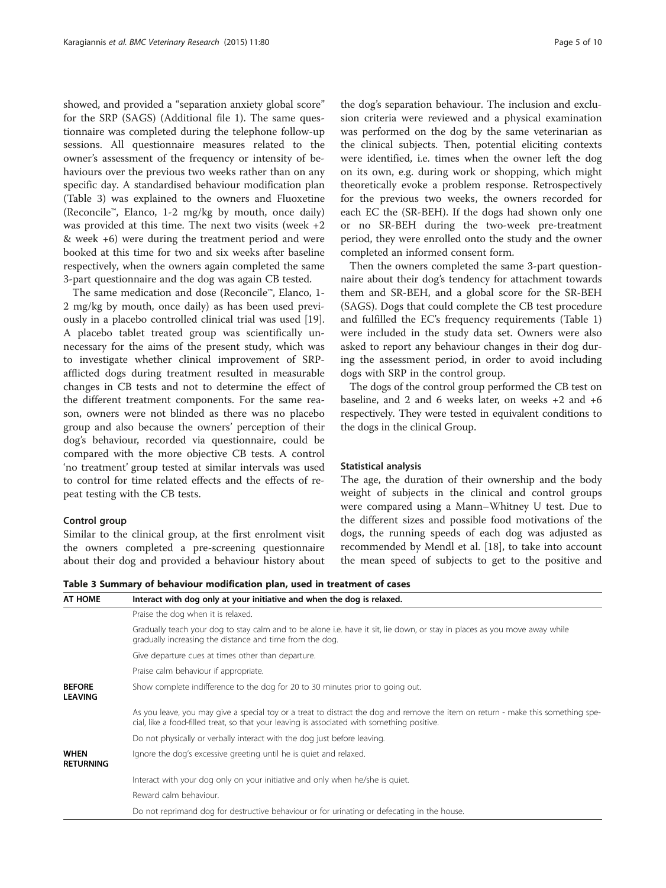showed, and provided a "separation anxiety global score" for the SRP (SAGS) (Additional file 1). The same questionnaire was completed during the telephone follow-up sessions. All questionnaire measures related to the owner's assessment of the frequency or intensity of behaviours over the previous two weeks rather than on any specific day. A standardised behaviour modification plan (Table 3) was explained to the owners and Fluoxetine (Reconcile™, Elanco, 1-2 mg/kg by mouth, once daily) was provided at this time. The next two visits (week +2 & week +6) were during the treatment period and were booked at this time for two and six weeks after baseline respectively, when the owners again completed the same 3-part questionnaire and the dog was again CB tested.

The same medication and dose (Reconcile™, Elanco, 1-2 mg/kg by mouth, once daily) as has been used previously in a placebo controlled clinical trial was used [19]. A placebo tablet treated group was scientifically unnecessary for the aims of the present study, which was to investigate whether clinical improvement of SRP-afflicted dogs during treatment resulted in measurable changes in CB tests and not to determine the effect of the different treatment components. For the same reason, owners were not blinded as there was no placebo group and also because the owners' perception of their dog's behaviour, recorded via questionnaire, could be compared with the more objective CB tests. A control 'no treatment' group tested at similar intervals was used to control for time related effects and the effects of repeat testing with the CB tests.

### Control group

Similar to the clinical group, at the first enrolment visit the owners completed a pre-screening questionnaire about their dog and provided a behaviour history about the dog's separation behaviour. The inclusion and exclusion criteria were reviewed and a physical examination was performed on the dog by the same veterinarian as the clinical subjects. Then, potential eliciting contexts were identified, i.e. times when the owner left the dog on its own, e.g. during work or shopping, which might theoretically evoke a problem response. Retrospectively for the previous two weeks, the owners recorded for each EC the (SR-BEH). If the dogs had shown only one or no SR-BEH during the two-week pre-treatment period, they were enrolled onto the study and the owner completed an informed consent form.

Then the owners completed the same 3-part questionnaire about their dog's tendency for attachment towards them and SR-BEH, and a global score for the SR-BEH (SAGS). Dogs that could complete the CB test procedure and fulfilled the EC's frequency requirements (Table 1) were included in the study data set. Owners were also asked to report any behaviour changes in their dog during the assessment period, in order to avoid including dogs with SRP in the control group.

The dogs of the control group performed the CB test on baseline, and 2 and 6 weeks later, on weeks +2 and +6 respectively. They were tested in equivalent conditions to the dogs in the clinical Group.

### Statistical analysis

The age, the duration of their ownership and the body weight of subjects in the clinical and control groups were compared using a Mann–Whitney U test. Due to the different sizes and possible food motivations of the dogs, the running speeds of each dog was adjusted as recommended by Mendl et al. [18], to take into account the mean speed of subjects to get to the positive and

**Table 3 Summary of behaviour modification plan, used in treatment of cases**

| | |
|---|---|
| **AT HOME** | **Interact with dog only at your initiative and when the dog is relaxed.** |
| | Praise the dog when it is relaxed. |
| | Gradually teach your dog to stay calm and to be alone i.e. have it sit, lie down, or stay in places as you move away while gradually increasing the distance and time from the dog. |
| | Give departure cues at times other than departure. |
| | Praise calm behaviour if appropriate. |
| **BEFORE LEAVING** | Show complete indifference to the dog for 20 to 30 minutes prior to going out. |
| | As you leave, you may give a special toy or a treat to distract the dog and remove the item on return - make this something special, like a food-filled treat, so that your leaving is associated with something positive. |
| | Do not physically or verbally interact with the dog just before leaving. |
| **WHEN RETURNING** | Ignore the dog's excessive greeting until he is quiet and relaxed. |
| | Interact with your dog only on your initiative and only when he/she is quiet. |
| | Reward calm behaviour. |
| | Do not reprimand dog for destructive behaviour or for urinating or defecating in the house. |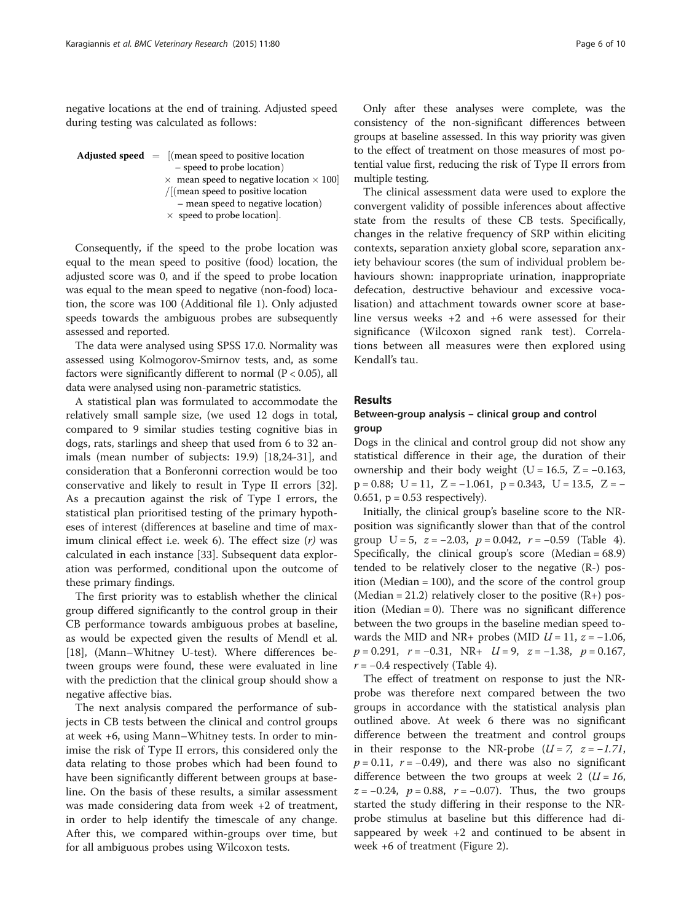negative locations at the end of training. Adjusted speed during testing was calculated as follows:

$$\textbf{Adjusted speed} = [(\text{mean speed to positive location} - \text{speed to probe location}) \times \text{mean speed to negative location} \times 100] / [(\text{mean speed to positive location} - \text{mean speed to negative location}) \times \text{speed to probe location}].$$

Consequently, if the speed to the probe location was equal to the mean speed to positive (food) location, the adjusted score was 0, and if the speed to probe location was equal to the mean speed to negative (non-food) location, the score was 100 (Additional file 1). Only adjusted speeds towards the ambiguous probes are subsequently assessed and reported.

The data were analysed using SPSS 17.0. Normality was assessed using Kolmogorov-Smirnov tests, and, as some factors were significantly different to normal ($P < 0.05$), all data were analysed using non-parametric statistics.

A statistical plan was formulated to accommodate the relatively small sample size, (we used 12 dogs in total, compared to 9 similar studies testing cognitive bias in dogs, rats, starlings and sheep that used from 6 to 32 animals (mean number of subjects: 19.9) [18,24-31], and consideration that a Bonferonni correction would be too conservative and likely to result in Type II errors [32]. As a precaution against the risk of Type I errors, the statistical plan prioritised testing of the primary hypotheses of interest (differences at baseline and time of maximum clinical effect i.e. week 6). The effect size (*r*) was calculated in each instance [33]. Subsequent data exploration was performed, conditional upon the outcome of these primary findings.

The first priority was to establish whether the clinical group differed significantly to the control group in their CB performance towards ambiguous probes at baseline, as would be expected given the results of Mendl et al. [18], (Mann–Whitney U-test). Where differences between groups were found, these were evaluated in line with the prediction that the clinical group should show a negative affective bias.

The next analysis compared the performance of subjects in CB tests between the clinical and control groups at week +6, using Mann–Whitney tests. In order to minimise the risk of Type II errors, this considered only the data relating to those probes which had been found to have been significantly different between groups at baseline. On the basis of these results, a similar assessment was made considering data from week +2 of treatment, in order to help identify the timescale of any change. After this, we compared within-groups over time, but for all ambiguous probes using Wilcoxon tests.

Only after these analyses were complete, was the consistency of the non-significant differences between groups at baseline assessed. In this way priority was given to the effect of treatment on those measures of most potential value first, reducing the risk of Type II errors from multiple testing.

The clinical assessment data were used to explore the convergent validity of possible inferences about affective state from the results of these CB tests. Specifically, changes in the relative frequency of SRP within eliciting contexts, separation anxiety global score, separation anxiety behaviour scores (the sum of individual problem behaviours shown: inappropriate urination, inappropriate defecation, destructive behaviour and excessive vocalisation) and attachment towards owner score at baseline versus weeks +2 and +6 were assessed for their significance (Wilcoxon signed rank test). Correlations between all measures were then explored using Kendall's tau.

## Results

### Between-group analysis – clinical group and control group

Dogs in the clinical and control group did not show any statistical difference in their age, the duration of their ownership and their body weight ($U = 16.5$, $Z = -0.163$, $p = 0.88$; $U = 11$, $Z = -1.061$, $p = 0.343$, $U = 13.5$, $Z = -0.651$, $p = 0.53$ respectively).

Initially, the clinical group's baseline score to the NR-position was significantly slower than that of the control group $U = 5$, $z = -2.03$, $p = 0.042$, $r = -0.59$ (Table 4). Specifically, the clinical group's score (Median = 68.9) tended to be relatively closer to the negative (R-) position (Median = 100), and the score of the control group (Median = 21.2) relatively closer to the positive (R+) position (Median = 0). There was no significant difference between the two groups in the baseline median speed towards the MID and NR+ probes (MID $U = 11$, $z = -1.06$, $p = 0.291$, $r = -0.31$, NR+ $U = 9$, $z = -1.38$, $p = 0.167$, $r = -0.4$ respectively (Table 4).

The effect of treatment on response to just the NR-probe was therefore next compared between the two groups in accordance with the statistical analysis plan outlined above. At week 6 there was no significant difference between the treatment and control groups in their response to the NR-probe ($U = 7$, $z = -1.71$, $p = 0.11$, $r = -0.49$), and there was also no significant difference between the two groups at week 2 ($U = 16$, $z = -0.24$, $p = 0.88$, $r = -0.07$). Thus, the two groups started the study differing in their response to the NR-probe stimulus at baseline but this difference had disappeared by week +2 and continued to be absent in week +6 of treatment (Figure 2).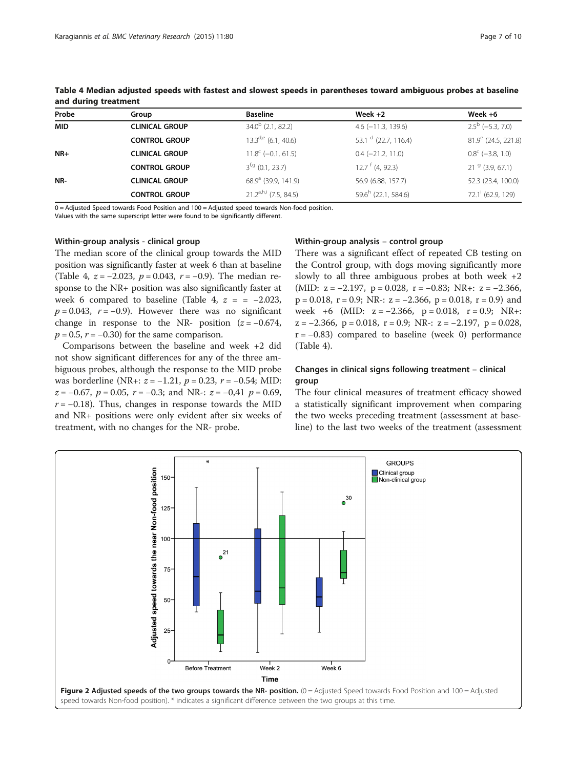**Table 4 Median adjusted speeds with fastest and slowest speeds in parentheses toward ambiguous probes at baseline and during treatment**

| Probe | Group | Baseline | Week +2 | Week +6 |
|---|---|---|---|---|
| MID | CLINICAL GROUP | 34.0[b] (2.1, 82.2) | 4.6 (−11.3, 139.6) | 2.5[b] (−5.3, 7.0) |
| | CONTROL GROUP | 13.3[d,e] (6.1, 40.6) | 53.1 [d] (22.7, 116.4) | 81.9[e] (24.5, 221.8) |
| NR+ | CLINICAL GROUP | 11.8[c] (−0.1, 61.5) | 0.4 (−21.2, 11.0) | 0.8[c] (−3.8, 1.0) |
| | CONTROL GROUP | 3[f,g] (0.1, 23.7) | 12.7 [f] (4, 92.3) | 21 [g] (3.9, 67.1) |
| NR- | CLINICAL GROUP | 68.9[a] (39.9, 141.9) | 56.9 (6.88, 157.7) | 52.3 (23.4, 100.0) |
| | CONTROL GROUP | 21.2[a,h,i] (7.5, 84.5) | 59.6[h] (22.1, 584.6) | 72.1[i] (62.9, 129) |

0 = Adjusted Speed towards Food Position and 100 = Adjusted speed towards Non-food position.
Values with the same superscript letter were found to be significantly different.

#### Within-group analysis - clinical group

The median score of the clinical group towards the MID position was significantly faster at week 6 than at baseline (Table 4, $z = -2.023$, $p = 0.043$, $r = -0.9$). The median response to the NR+ position was also significantly faster at week 6 compared to baseline (Table 4, $z = = -2.023$, $p = 0.043$, $r = -0.9$). However there was no significant change in response to the NR- position ($z = -0.674$, $p = 0.5$, $r = -0.30$) for the same comparison.

Comparisons between the baseline and week +2 did not show significant differences for any of the three ambiguous probes, although the response to the MID probe was borderline (NR+: $z = -1.21$, $p = 0.23$, $r = -0.54$; MID: $z = -0.67$, $p = 0.05$, $r = -0.3$; and NR-: $z = -0{,}41$ $p = 0.69$, $r = -0.18$). Thus, changes in response towards the MID and NR+ positions were only evident after six weeks of treatment, with no changes for the NR- probe.

#### Within-group analysis – control group

There was a significant effect of repeated CB testing on the Control group, with dogs moving significantly more slowly to all three ambiguous probes at both week +2 (MID: $z = -2.197$, $p = 0.028$, $r = -0.83$; NR+: $z = -2.366$, $p = 0.018$, $r = 0.9$; NR-: $z = -2.366$, $p = 0.018$, $r = 0.9$) and week +6 (MID: $z = -2.366$, $p = 0.018$, $r = 0.9$; NR+: $z = -2.366$, $p = 0.018$, $r = 0.9$; NR-: $z = -2.197$, $p = 0.028$, $r = -0.83$) compared to baseline (week 0) performance (Table 4).

#### Changes in clinical signs following treatment – clinical group

The four clinical measures of treatment efficacy showed a statistically significant improvement when comparing the two weeks preceding treatment (assessment at baseline) to the last two weeks of the treatment (assessment

Adjusted speed towards the near Non-food position
150
125
100
75
50
25
0
Before Treatment
Week 2
Week 6
Time
GROUPS
Clinical group
Non-clinical group
*
21
30

**Figure 2** Adjusted speeds of the two groups towards the NR- position. (0 = Adjusted Speed towards Food Position and 100 = Adjusted speed towards Non-food position). * indicates a significant difference between the two groups at this time.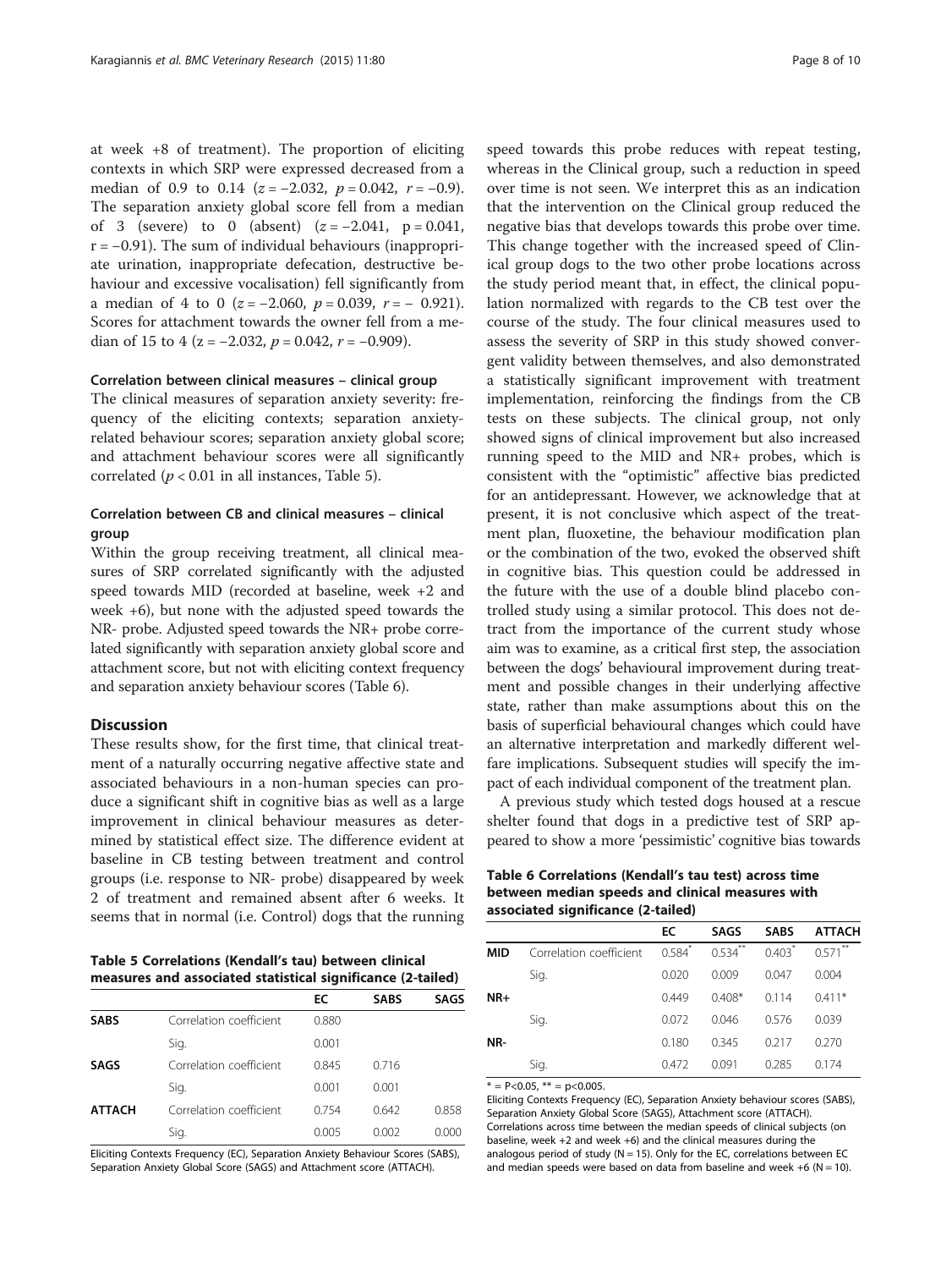at week +8 of treatment). The proportion of eliciting contexts in which SRP were expressed decreased from a median of 0.9 to 0.14 ($z = -2.032$, $p = 0.042$, $r = -0.9$). The separation anxiety global score fell from a median of 3 (severe) to 0 (absent) ($z = -2.041$, $p = 0.041$, $r = -0.91$). The sum of individual behaviours (inappropriate urination, inappropriate defecation, destructive behaviour and excessive vocalisation) fell significantly from a median of 4 to 0 ($z = -2.060$, $p = 0.039$, $r = -0.921$). Scores for attachment towards the owner fell from a median of 15 to 4 ($z = -2.032$, $p = 0.042$, $r = -0.909$).

#### Correlation between clinical measures – clinical group

The clinical measures of separation anxiety severity: frequency of the eliciting contexts; separation anxiety-related behaviour scores; separation anxiety global score; and attachment behaviour scores were all significantly correlated ($p < 0.01$ in all instances, Table 5).

### Correlation between CB and clinical measures – clinical group

Within the group receiving treatment, all clinical measures of SRP correlated significantly with the adjusted speed towards MID (recorded at baseline, week +2 and week +6), but none with the adjusted speed towards the NR- probe. Adjusted speed towards the NR+ probe correlated significantly with separation anxiety global score and attachment score, but not with eliciting context frequency and separation anxiety behaviour scores (Table 6).

## Discussion

These results show, for the first time, that clinical treatment of a naturally occurring negative affective state and associated behaviours in a non-human species can produce a significant shift in cognitive bias as well as a large improvement in clinical behaviour measures as determined by statistical effect size. The difference evident at baseline in CB testing between treatment and control groups (i.e. response to NR- probe) disappeared by week 2 of treatment and remained absent after 6 weeks. It seems that in normal (i.e. Control) dogs that the running speed towards this probe reduces with repeat testing, whereas in the Clinical group, such a reduction in speed over time is not seen. We interpret this as an indication that the intervention on the Clinical group reduced the negative bias that develops towards this probe over time. This change together with the increased speed of Clinical group dogs to the two other probe locations across the study period meant that, in effect, the clinical population normalized with regards to the CB test over the course of the study. The four clinical measures used to assess the severity of SRP in this study showed convergent validity between themselves, and also demonstrated a statistically significant improvement with treatment implementation, reinforcing the findings from the CB tests on these subjects. The clinical group, not only showed signs of clinical improvement but also increased running speed to the MID and NR+ probes, which is consistent with the "optimistic" affective bias predicted for an antidepressant. However, we acknowledge that at present, it is not conclusive which aspect of the treatment plan, fluoxetine, the behaviour modification plan or the combination of the two, evoked the observed shift in cognitive bias. This question could be addressed in the future with the use of a double blind placebo controlled study using a similar protocol. This does not detract from the importance of the current study whose aim was to examine, as a critical first step, the association between the dogs' behavioural improvement during treatment and possible changes in their underlying affective state, rather than make assumptions about this on the basis of superficial behavioural changes which could have an alternative interpretation and markedly different welfare implications. Subsequent studies will specify the impact of each individual component of the treatment plan.

A previous study which tested dogs housed at a rescue shelter found that dogs in a predictive test of SRP appeared to show a more 'pessimistic' cognitive bias towards

**Table 5 Correlations (Kendall's tau) between clinical measures and associated statistical significance (2-tailed)**

| | | EC | SABS | SAGS |
|---|---|---|---|---|
| **SABS** | Correlation coefficient | 0.880 | | |
| | Sig. | 0.001 | | |
| **SAGS** | Correlation coefficient | 0.845 | 0.716 | |
| | Sig. | 0.001 | 0.001 | |
| **ATTACH** | Correlation coefficient | 0.754 | 0.642 | 0.858 |
| | Sig. | 0.005 | 0.002 | 0.000 |

Eliciting Contexts Frequency (EC), Separation Anxiety Behaviour Scores (SABS), Separation Anxiety Global Score (SAGS) and Attachment score (ATTACH).

**Table 6 Correlations (Kendall's tau test) across time between median speeds and clinical measures with associated significance (2-tailed)**

| | | EC | SAGS | SABS | ATTACH |
|---|---|---|---|---|---|
| **MID** | Correlation coefficient | 0.584* | 0.534** | 0.403* | 0.571** |
| | Sig. | 0.020 | 0.009 | 0.047 | 0.004 |
| **NR+** | | 0.449 | 0.408* | 0.114 | 0.411* |
| | Sig. | 0.072 | 0.046 | 0.576 | 0.039 |
| **NR-** | | 0.180 | 0.345 | 0.217 | 0.270 |
| | Sig. | 0.472 | 0.091 | 0.285 | 0.174 |

\* = $P<0.05$, ** = $p<0.005$.

Eliciting Contexts Frequency (EC), Separation Anxiety behaviour scores (SABS), Separation Anxiety Global Score (SAGS), Attachment score (ATTACH).
Correlations across time between the median speeds of clinical subjects (on baseline, week +2 and week +6) and the clinical measures during the analogous period of study (N = 15). Only for the EC, correlations between EC and median speeds were based on data from baseline and week +6 (N = 10).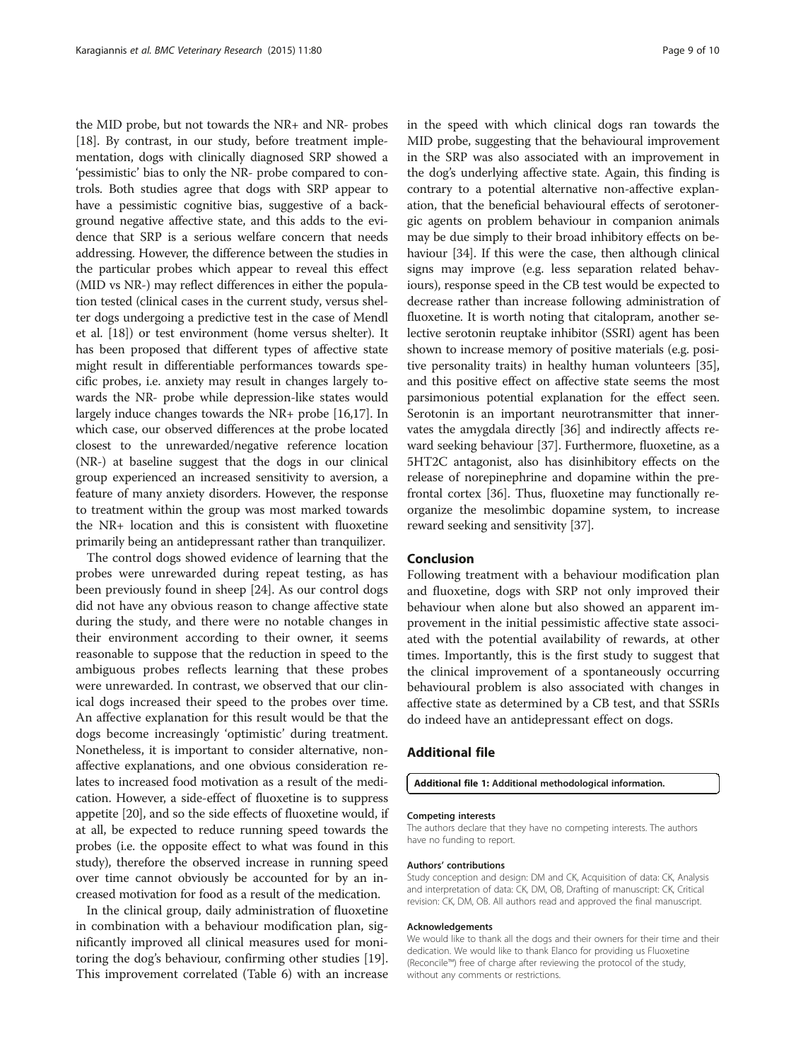the MID probe, but not towards the NR+ and NR- probes [18]. By contrast, in our study, before treatment implementation, dogs with clinically diagnosed SRP showed a 'pessimistic' bias to only the NR- probe compared to controls. Both studies agree that dogs with SRP appear to have a pessimistic cognitive bias, suggestive of a background negative affective state, and this adds to the evidence that SRP is a serious welfare concern that needs addressing. However, the difference between the studies in the particular probes which appear to reveal this effect (MID vs NR-) may reflect differences in either the population tested (clinical cases in the current study, versus shelter dogs undergoing a predictive test in the case of Mendl et al. [18]) or test environment (home versus shelter). It has been proposed that different types of affective state might result in differentiable performances towards specific probes, i.e. anxiety may result in changes largely towards the NR- probe while depression-like states would largely induce changes towards the NR+ probe [16,17]. In which case, our observed differences at the probe located closest to the unrewarded/negative reference location (NR-) at baseline suggest that the dogs in our clinical group experienced an increased sensitivity to aversion, a feature of many anxiety disorders. However, the response to treatment within the group was most marked towards the NR+ location and this is consistent with fluoxetine primarily being an antidepressant rather than tranquilizer.

The control dogs showed evidence of learning that the probes were unrewarded during repeat testing, as has been previously found in sheep [24]. As our control dogs did not have any obvious reason to change affective state during the study, and there were no notable changes in their environment according to their owner, it seems reasonable to suppose that the reduction in speed to the ambiguous probes reflects learning that these probes were unrewarded. In contrast, we observed that our clinical dogs increased their speed to the probes over time. An affective explanation for this result would be that the dogs become increasingly 'optimistic' during treatment. Nonetheless, it is important to consider alternative, non-affective explanations, and one obvious consideration relates to increased food motivation as a result of the medication. However, a side-effect of fluoxetine is to suppress appetite [20], and so the side effects of fluoxetine would, if at all, be expected to reduce running speed towards the probes (i.e. the opposite effect to what was found in this study), therefore the observed increase in running speed over time cannot obviously be accounted for by an increased motivation for food as a result of the medication.

In the clinical group, daily administration of fluoxetine in combination with a behaviour modification plan, significantly improved all clinical measures used for monitoring the dog's behaviour, confirming other studies [19]. This improvement correlated (Table 6) with an increase in the speed with which clinical dogs ran towards the MID probe, suggesting that the behavioural improvement in the SRP was also associated with an improvement in the dog's underlying affective state. Again, this finding is contrary to a potential alternative non-affective explanation, that the beneficial behavioural effects of serotonergic agents on problem behaviour in companion animals may be due simply to their broad inhibitory effects on behaviour [34]. If this were the case, then although clinical signs may improve (e.g. less separation related behaviours), response speed in the CB test would be expected to decrease rather than increase following administration of fluoxetine. It is worth noting that citalopram, another selective serotonin reuptake inhibitor (SSRI) agent has been shown to increase memory of positive materials (e.g. positive personality traits) in healthy human volunteers [35], and this positive effect on affective state seems the most parsimonious potential explanation for the effect seen. Serotonin is an important neurotransmitter that innervates the amygdala directly [36] and indirectly affects reward seeking behaviour [37]. Furthermore, fluoxetine, as a 5HT2C antagonist, also has disinhibitory effects on the release of norepinephrine and dopamine within the prefrontal cortex [36]. Thus, fluoxetine may functionally reorganize the mesolimbic dopamine system, to increase reward seeking and sensitivity [37].

## Conclusion

Following treatment with a behaviour modification plan and fluoxetine, dogs with SRP not only improved their behaviour when alone but also showed an apparent improvement in the initial pessimistic affective state associated with the potential availability of rewards, at other times. Importantly, this is the first study to suggest that the clinical improvement of a spontaneously occurring behavioural problem is also associated with changes in affective state as determined by a CB test, and that SSRIs do indeed have an antidepressant effect on dogs.

## Additional file

**Additional file 1: Additional methodological information.**

#### Competing interests

The authors declare that they have no competing interests. The authors have no funding to report.

#### Authors' contributions

Study conception and design: DM and CK, Acquisition of data: CK, Analysis and interpretation of data: CK, DM, OB, Drafting of manuscript: CK, Critical revision: CK, DM, OB. All authors read and approved the final manuscript.

#### Acknowledgements

We would like to thank all the dogs and their owners for their time and their dedication. We would like to thank Elanco for providing us Fluoxetine (Reconcile™) free of charge after reviewing the protocol of the study, without any comments or restrictions.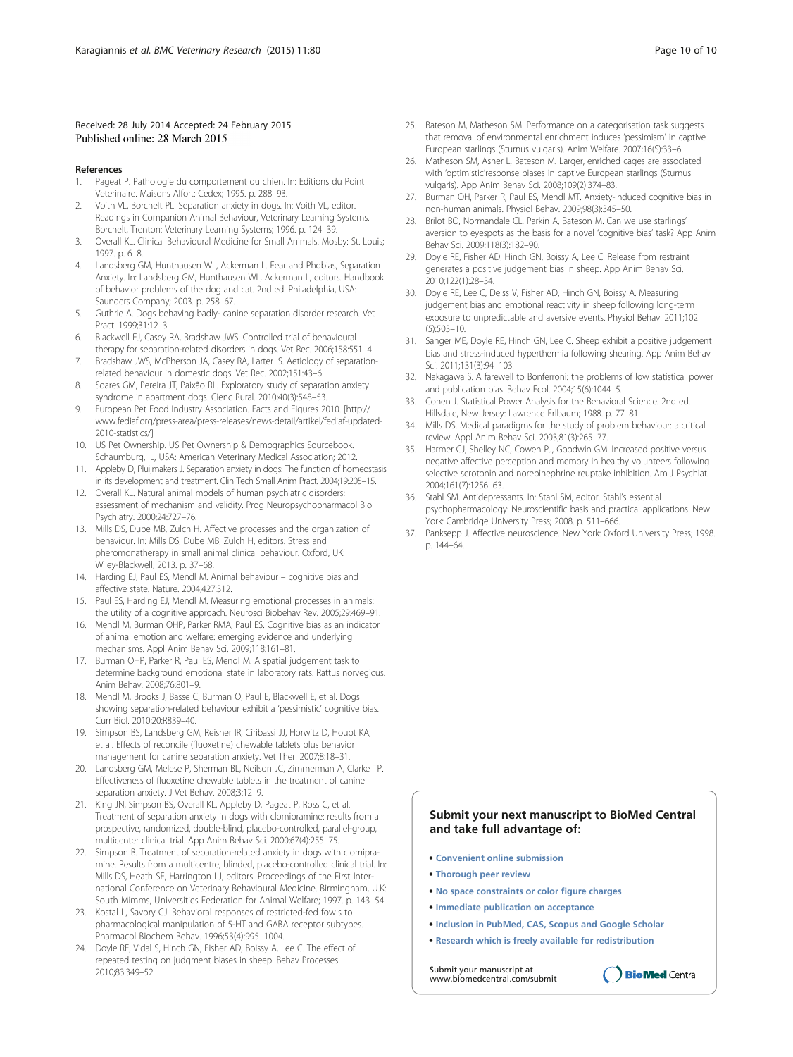Received: 28 July 2014 Accepted: 24 February 2015
Published online: 28 March 2015

## References

1. Pageat P. Pathologie du comportement du chien. In: Editions du Point Veterinaire. Maisons Alfort: Cedex; 1995. p. 288–93.
2. Voith VL, Borchelt PL. Separation anxiety in dogs. In: Voith VL, editor. Readings in Companion Animal Behaviour, Veterinary Learning Systems. Borchelt, Trenton: Veterinary Learning Systems; 1996. p. 124–39.
3. Overall KL. Clinical Behavioural Medicine for Small Animals. Mosby: St. Louis; 1997. p. 6–8.
4. Landsberg GM, Hunthausen WL, Ackerman L. Fear and Phobias, Separation Anxiety. In: Landsberg GM, Hunthausen WL, Ackerman L, editors. Handbook of behavior problems of the dog and cat. 2nd ed. Philadelphia, USA: Saunders Company; 2003. p. 258–67.
5. Guthrie A. Dogs behaving badly- canine separation disorder research. Vet Pract. 1999;31:12–3.
6. Blackwell EJ, Casey RA, Bradshaw JWS. Controlled trial of behavioural therapy for separation-related disorders in dogs. Vet Rec. 2006;158:551–4.
7. Bradshaw JWS, McPherson JA, Casey RA, Larter IS. Aetiology of separation-related behaviour in domestic dogs. Vet Rec. 2002;151:43–6.
8. Soares GM, Pereira JT, Paixão RL. Exploratory study of separation anxiety syndrome in apartment dogs. Cienc Rural. 2010;40(3):548–53.
9. European Pet Food Industry Association. Facts and Figures 2010. [http://www.fediaf.org/press-area/press-releases/news-detail/artikel/fediaf-updated-2010-statistics/]
10. US Pet Ownership. US Pet Ownership & Demographics Sourcebook. Schaumburg, IL, USA: American Veterinary Medical Association; 2012.
11. Appleby D, Pluijmakers J. Separation anxiety in dogs: The function of homeostasis in its development and treatment. Clin Tech Small Anim Pract. 2004;19:205–15.
12. Overall KL. Natural animal models of human psychiatric disorders: assessment of mechanism and validity. Prog Neuropsychopharmacol Biol Psychiatry. 2000;24:727–76.
13. Mills DS, Dube MB, Zulch H. Affective processes and the organization of behaviour. In: Mills DS, Dube MB, Zulch H, editors. Stress and pheromonatherapy in small animal clinical behaviour. Oxford, UK: Wiley-Blackwell; 2013. p. 37–68.
14. Harding EJ, Paul ES, Mendl M. Animal behaviour – cognitive bias and affective state. Nature. 2004;427:312.
15. Paul ES, Harding EJ, Mendl M. Measuring emotional processes in animals: the utility of a cognitive approach. Neurosci Biobehav Rev. 2005;29:469–91.
16. Mendl M, Burman OHP, Parker RMA, Paul ES. Cognitive bias as an indicator of animal emotion and welfare: emerging evidence and underlying mechanisms. Appl Anim Behav Sci. 2009;118:161–81.
17. Burman OHP, Parker R, Paul ES, Mendl M. A spatial judgement task to determine background emotional state in laboratory rats. Rattus norvegicus. Anim Behav. 2008;76:801–9.
18. Mendl M, Brooks J, Basse C, Burman O, Paul E, Blackwell E, et al. Dogs showing separation-related behaviour exhibit a 'pessimistic' cognitive bias. Curr Biol. 2010;20:R839–40.
19. Simpson BS, Landsberg GM, Reisner IR, Ciribassi JJ, Horwitz D, Houpt KA, et al. Effects of reconcile (fluoxetine) chewable tablets plus behavior management for canine separation anxiety. Vet Ther. 2007;8:18–31.
20. Landsberg GM, Melese P, Sherman BL, Neilson JC, Zimmerman A, Clarke TP. Effectiveness of fluoxetine chewable tablets in the treatment of canine separation anxiety. J Vet Behav. 2008;3:12–9.
21. King JN, Simpson BS, Overall KL, Appleby D, Pageat P, Ross C, et al. Treatment of separation anxiety in dogs with clomipramine: results from a prospective, randomized, double-blind, placebo-controlled, parallel-group, multicenter clinical trial. App Anim Behav Sci. 2000;67(4):255–75.
22. Simpson B. Treatment of separation-related anxiety in dogs with clomipramine. Results from a multicentre, blinded, placebo-controlled clinical trial. In: Mills DS, Heath SE, Harrington LJ, editors. Proceedings of the First International Conference on Veterinary Behavioural Medicine. Birmingham, U.K: South Mimms, Universities Federation for Animal Welfare; 1997. p. 143–54.
23. Kostal L, Savory CJ. Behavioral responses of restricted-fed fowls to pharmacological manipulation of 5-HT and GABA receptor subtypes. Pharmacol Biochem Behav. 1996;53(4):995–1004.
24. Doyle RE, Vidal S, Hinch GN, Fisher AD, Boissy A, Lee C. The effect of repeated testing on judgment biases in sheep. Behav Processes. 2010;83:349–52.
25. Bateson M, Matheson SM. Performance on a categorisation task suggests that removal of environmental enrichment induces 'pessimism' in captive European starlings (Sturnus vulgaris). Anim Welfare. 2007;16(S):33–6.
26. Matheson SM, Asher L, Bateson M. Larger, enriched cages are associated with 'optimistic'response biases in captive European starlings (Sturnus vulgaris). App Anim Behav Sci. 2008;109(2):374–83.
27. Burman OH, Parker R, Paul ES, Mendl MT. Anxiety-induced cognitive bias in non-human animals. Physiol Behav. 2009;98(3):345–50.
28. Brilot BO, Normandale CL, Parkin A, Bateson M. Can we use starlings' aversion to eyespots as the basis for a novel 'cognitive bias' task? App Anim Behav Sci. 2009;118(3):182–90.
29. Doyle RE, Fisher AD, Hinch GN, Boissy A, Lee C. Release from restraint generates a positive judgement bias in sheep. App Anim Behav Sci. 2010;122(1):28–34.
30. Doyle RE, Lee C, Deiss V, Fisher AD, Hinch GN, Boissy A. Measuring judgement bias and emotional reactivity in sheep following long-term exposure to unpredictable and aversive events. Physiol Behav. 2011;102(5):503–10.
31. Sanger ME, Doyle RE, Hinch GN, Lee C. Sheep exhibit a positive judgement bias and stress-induced hyperthermia following shearing. App Anim Behav Sci. 2011;131(3):94–103.
32. Nakagawa S. A farewell to Bonferroni: the problems of low statistical power and publication bias. Behav Ecol. 2004;15(6):1044–5.
33. Cohen J. Statistical Power Analysis for the Behavioral Science. 2nd ed. Hillsdale, New Jersey: Lawrence Erlbaum; 1988. p. 77–81.
34. Mills DS. Medical paradigms for the study of problem behaviour: a critical review. Appl Anim Behav Sci. 2003;81(3):265–77.
35. Harmer CJ, Shelley NC, Cowen PJ, Goodwin GM. Increased positive versus negative affective perception and memory in healthy volunteers following selective serotonin and norepinephrine reuptake inhibition. Am J Psychiat. 2004;161(7):1256–63.
36. Stahl SM. Antidepressants. In: Stahl SM, editor. Stahl's essential psychopharmacology: Neuroscientific basis and practical applications. New York: Cambridge University Press; 2008. p. 511–666.
37. Panksepp J. Affective neuroscience. New York: Oxford University Press; 1998. p. 144–64.

**Submit your next manuscript to BioMed Central and take full advantage of:**

- Convenient online submission
- Thorough peer review
- No space constraints or color figure charges
- Immediate publication on acceptance
- Inclusion in PubMed, CAS, Scopus and Google Scholar
- Research which is freely available for redistribution

Submit your manuscript at
www.biomedcentral.com/submit

BioMed Central